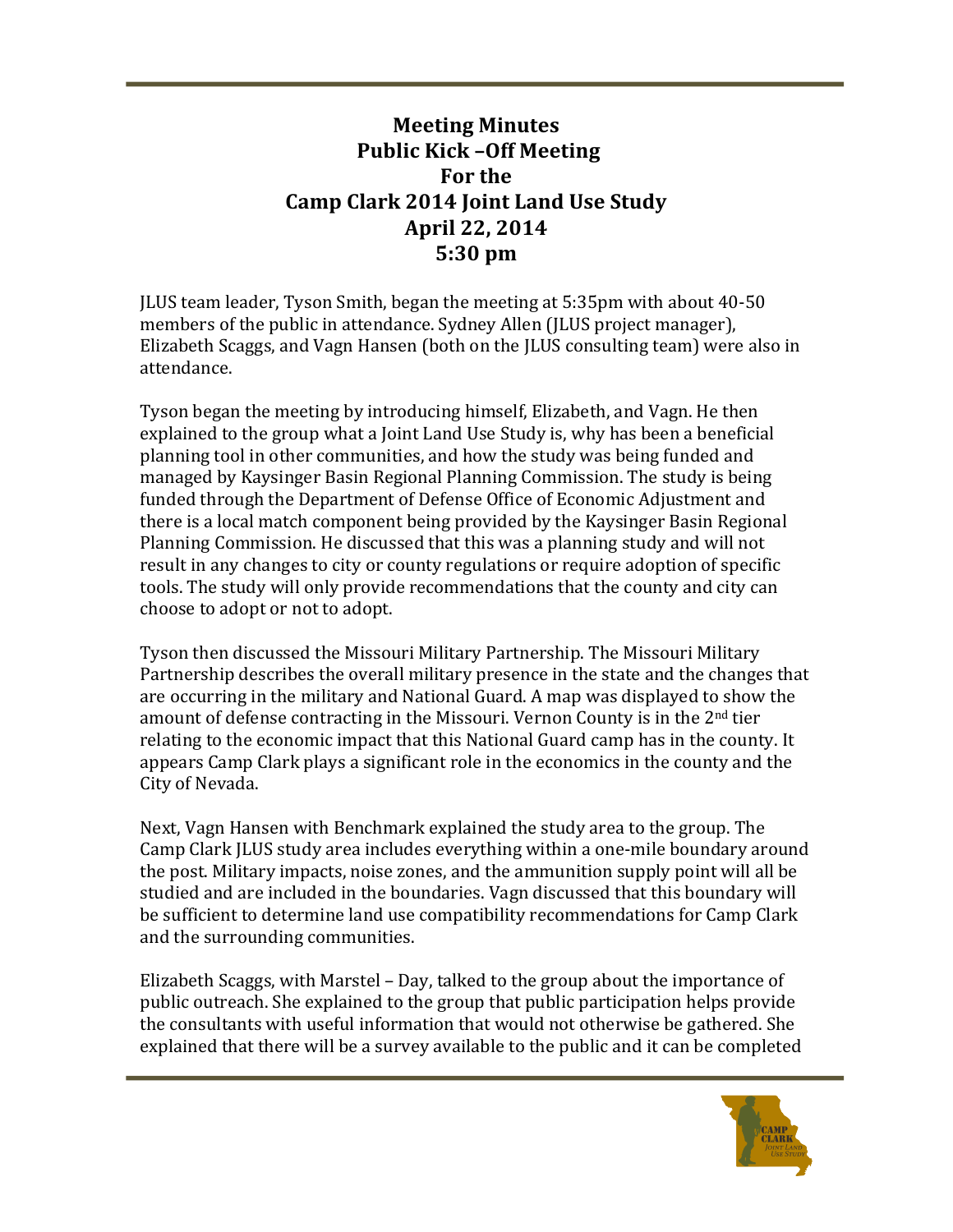# Meeting Minutes
# Public Kick –Off Meeting
# For the
# Camp Clark 2014 Joint Land Use Study
# April 22, 2014
# 5:30 pm

JLUS team leader, Tyson Smith, began the meeting at 5:35pm with about 40-50 members of the public in attendance. Sydney Allen (JLUS project manager), Elizabeth Scaggs, and Vagn Hansen (both on the JLUS consulting team) were also in attendance.

Tyson began the meeting by introducing himself, Elizabeth, and Vagn. He then explained to the group what a Joint Land Use Study is, why has been a beneficial planning tool in other communities, and how the study was being funded and managed by Kaysinger Basin Regional Planning Commission. The study is being funded through the Department of Defense Office of Economic Adjustment and there is a local match component being provided by the Kaysinger Basin Regional Planning Commission. He discussed that this was a planning study and will not result in any changes to city or county regulations or require adoption of specific tools. The study will only provide recommendations that the county and city can choose to adopt or not to adopt.

Tyson then discussed the Missouri Military Partnership. The Missouri Military Partnership describes the overall military presence in the state and the changes that are occurring in the military and National Guard. A map was displayed to show the amount of defense contracting in the Missouri. Vernon County is in the 2nd tier relating to the economic impact that this National Guard camp has in the county. It appears Camp Clark plays a significant role in the economics in the county and the City of Nevada.

Next, Vagn Hansen with Benchmark explained the study area to the group. The Camp Clark JLUS study area includes everything within a one-mile boundary around the post. Military impacts, noise zones, and the ammunition supply point will all be studied and are included in the boundaries. Vagn discussed that this boundary will be sufficient to determine land use compatibility recommendations for Camp Clark and the surrounding communities.

Elizabeth Scaggs, with Marstel – Day, talked to the group about the importance of public outreach. She explained to the group that public participation helps provide the consultants with useful information that would not otherwise be gathered. She explained that there will be a survey available to the public and it can be completed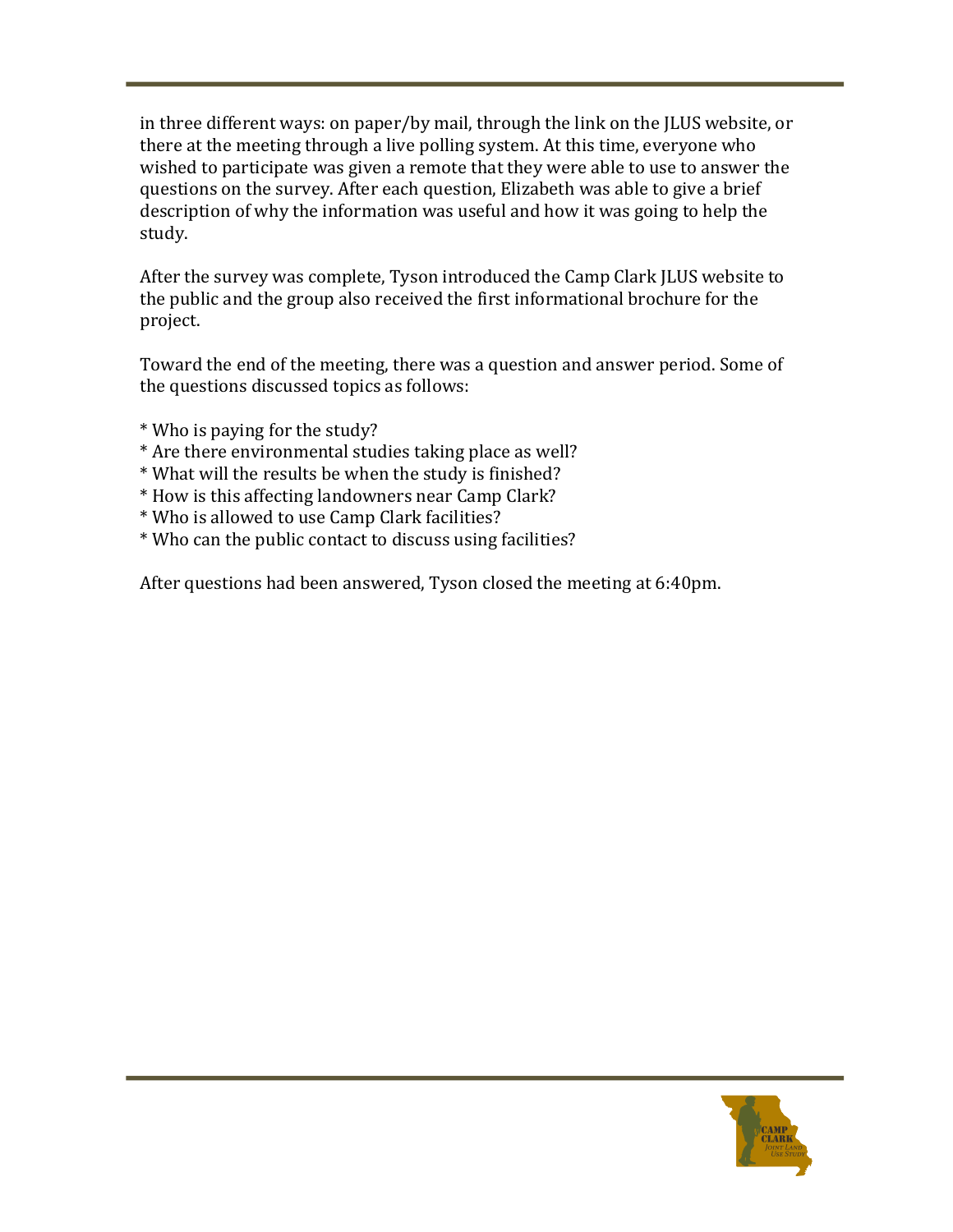in three different ways: on paper/by mail, through the link on the JLUS website, or there at the meeting through a live polling system. At this time, everyone who wished to participate was given a remote that they were able to use to answer the questions on the survey. After each question, Elizabeth was able to give a brief description of why the information was useful and how it was going to help the study.

After the survey was complete, Tyson introduced the Camp Clark JLUS website to the public and the group also received the first informational brochure for the project.

Toward the end of the meeting, there was a question and answer period. Some of the questions discussed topics as follows:

* Who is paying for the study?
* Are there environmental studies taking place as well?
* What will the results be when the study is finished?
* How is this affecting landowners near Camp Clark?
* Who is allowed to use Camp Clark facilities?
* Who can the public contact to discuss using facilities?

After questions had been answered, Tyson closed the meeting at 6:40pm.